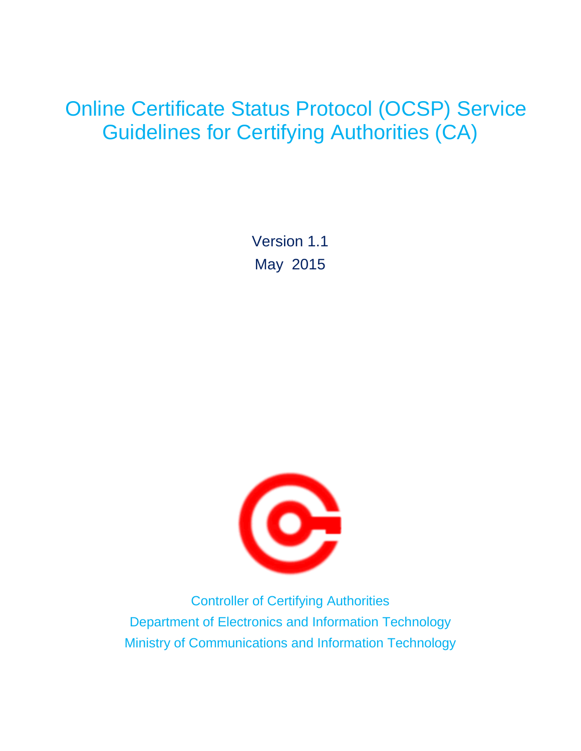# Online Certificate Status Protocol (OCSP) Service Guidelines for Certifying Authorities (CA)

Version 1.1

May 2015

Controller of Certifying Authorities

Department of Electronics and Information Technology

Ministry of Communications and Information Technology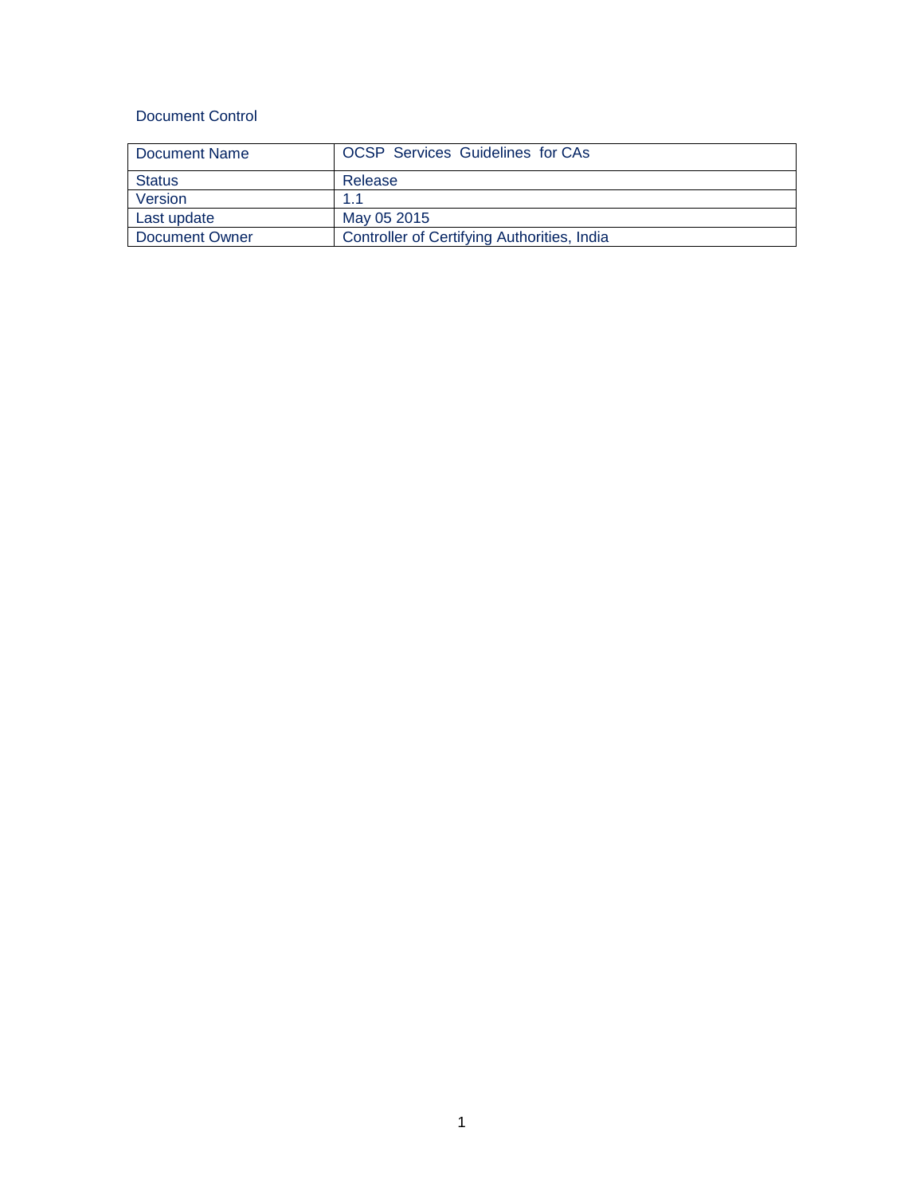Document Control

| Document Name | OCSP Services Guidelines for CAs |
| --- | --- |
| Status | Release |
| Version | 1.1 |
| Last update | May 05 2015 |
| Document Owner | Controller of Certifying Authorities, India |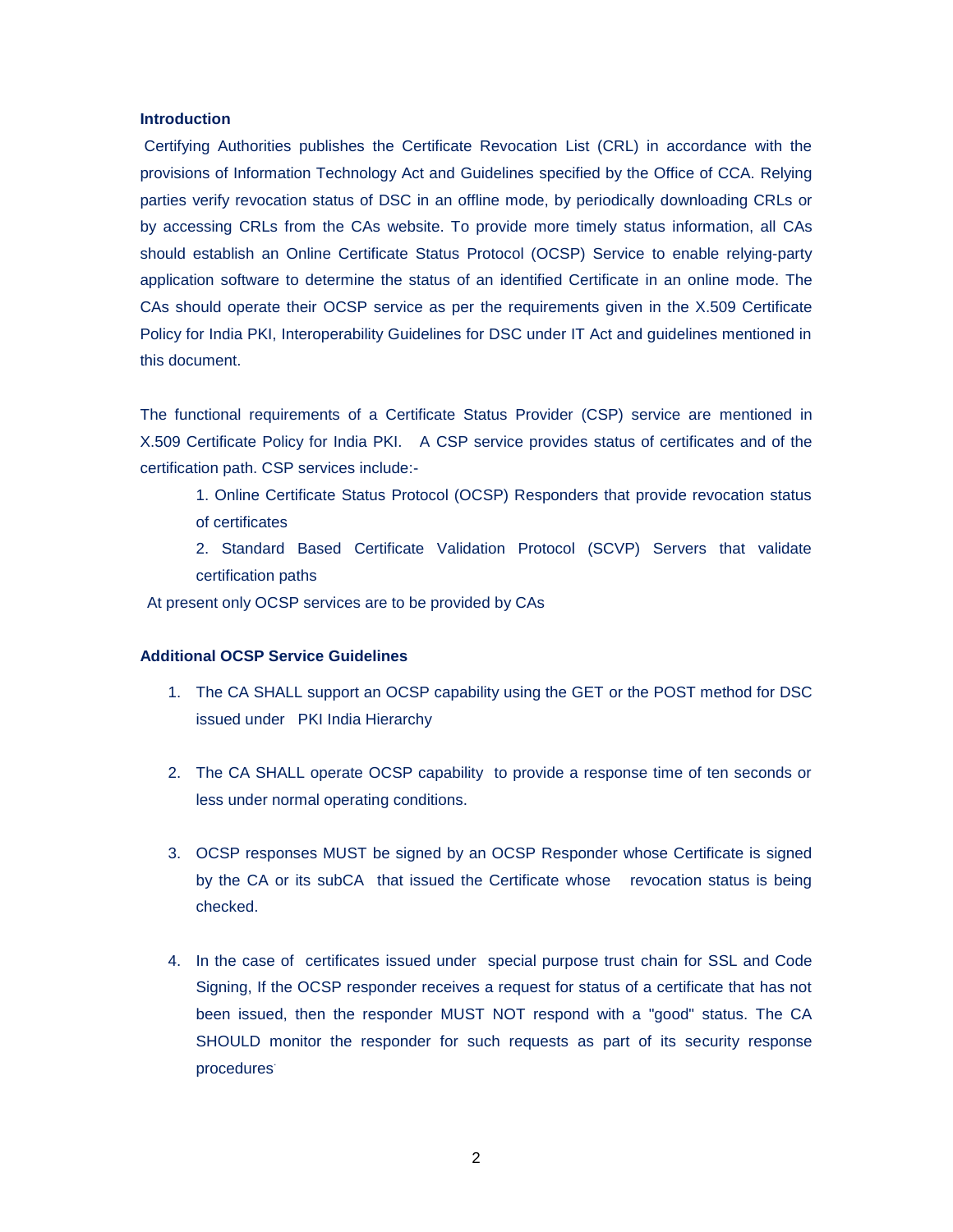**Introduction**

Certifying Authorities publishes the Certificate Revocation List (CRL) in accordance with the provisions of Information Technology Act and Guidelines specified by the Office of CCA. Relying parties verify revocation status of DSC in an offline mode, by periodically downloading CRLs or by accessing CRLs from the CAs website. To provide more timely status information, all CAs should establish an Online Certificate Status Protocol (OCSP) Service to enable relying-party application software to determine the status of an identified Certificate in an online mode. The CAs should operate their OCSP service as per the requirements given in the X.509 Certificate Policy for India PKI, Interoperability Guidelines for DSC under IT Act and guidelines mentioned in this document.

The functional requirements of a Certificate Status Provider (CSP) service are mentioned in X.509 Certificate Policy for India PKI. A CSP service provides status of certificates and of the certification path. CSP services include:-

1. Online Certificate Status Protocol (OCSP) Responders that provide revocation status of certificates
2. Standard Based Certificate Validation Protocol (SCVP) Servers that validate certification paths

At present only OCSP services are to be provided by CAs

**Additional OCSP Service Guidelines**

1. The CA SHALL support an OCSP capability using the GET or the POST method for DSC issued under PKI India Hierarchy

2. The CA SHALL operate OCSP capability to provide a response time of ten seconds or less under normal operating conditions.

3. OCSP responses MUST be signed by an OCSP Responder whose Certificate is signed by the CA or its subCA that issued the Certificate whose revocation status is being checked.

4. In the case of certificates issued under special purpose trust chain for SSL and Code Signing, If the OCSP responder receives a request for status of a certificate that has not been issued, then the responder MUST NOT respond with a "good" status. The CA SHOULD monitor the responder for such requests as part of its security response procedures.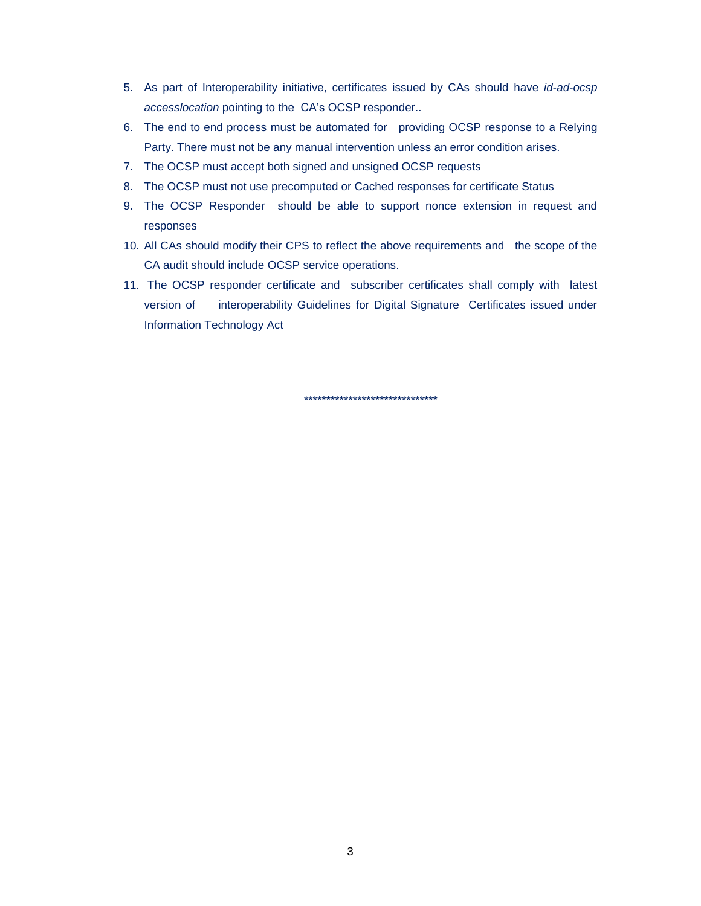5. As part of Interoperability initiative, certificates issued by CAs should have *id-ad-ocsp accesslocation* pointing to the CA's OCSP responder..
6. The end to end process must be automated for providing OCSP response to a Relying Party. There must not be any manual intervention unless an error condition arises.
7. The OCSP must accept both signed and unsigned OCSP requests
8. The OCSP must not use precomputed or Cached responses for certificate Status
9. The OCSP Responder should be able to support nonce extension in request and responses
10. All CAs should modify their CPS to reflect the above requirements and the scope of the CA audit should include OCSP service operations.
11. The OCSP responder certificate and subscriber certificates shall comply with latest version of interoperability Guidelines for Digital Signature Certificates issued under Information Technology Act

******************************